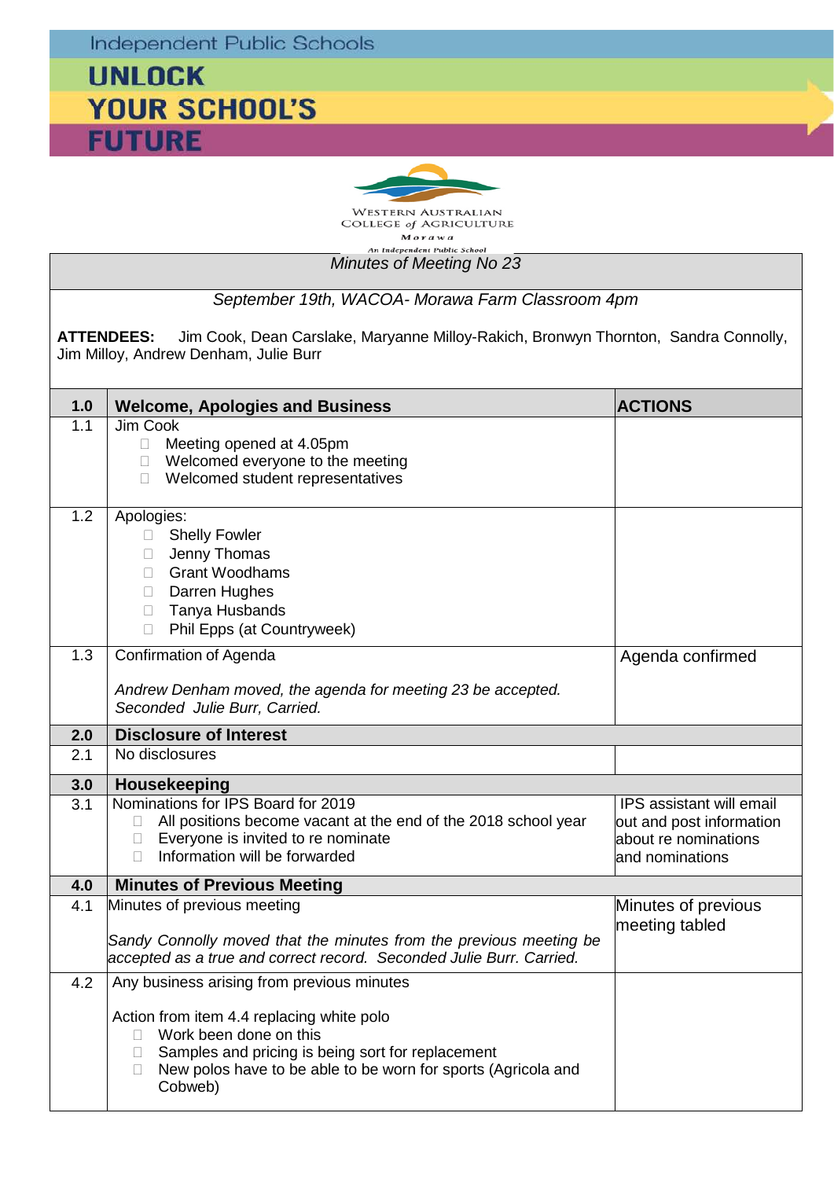Independent Public Schools

**UNLOCK YOUR SCHOOL'S FUTURE**

WESTERN AUSTRALIAN COLLEGE of AGRICULTURE
Morawa
An Independent Public School

*Minutes of Meeting No 23*

*September 19th, WACOA- Morawa Farm Classroom 4pm*

**ATTENDEES:** Jim Cook, Dean Carslake, Maryanne Milloy-Rakich, Bronwyn Thornton, Sandra Connolly, Jim Milloy, Andrew Denham, Julie Burr

| **1.0** | **Welcome, Apologies and Business** | **ACTIONS** |
|---|---|---|
| 1.1 | Jim Cook<br>- Meeting opened at 4.05pm<br>- Welcomed everyone to the meeting<br>- Welcomed student representatives | |
| 1.2 | Apologies:<br>- Shelly Fowler<br>- Jenny Thomas<br>- Grant Woodhams<br>- Darren Hughes<br>- Tanya Husbands<br>- Phil Epps (at Countryweek) | |
| 1.3 | Confirmation of Agenda<br><br>*Andrew Denham moved, the agenda for meeting 23 be accepted. Seconded Julie Burr, Carried.* | Agenda confirmed |
| **2.0** | **Disclosure of Interest** | |
| 2.1 | No disclosures | |
| **3.0** | **Housekeeping** | |
| 3.1 | Nominations for IPS Board for 2019<br>- All positions become vacant at the end of the 2018 school year<br>- Everyone is invited to re nominate<br>- Information will be forwarded | IPS assistant will email out and post information about re nominations and nominations |
| **4.0** | **Minutes of Previous Meeting** | |
| 4.1 | Minutes of previous meeting<br><br>*Sandy Connolly moved that the minutes from the previous meeting be accepted as a true and correct record. Seconded Julie Burr. Carried.* | Minutes of previous meeting tabled |
| 4.2 | Any business arising from previous minutes<br><br>Action from item 4.4 replacing white polo<br>- Work been done on this<br>- Samples and pricing is being sort for replacement<br>- New polos have to be able to be worn for sports (Agricola and Cobweb) | |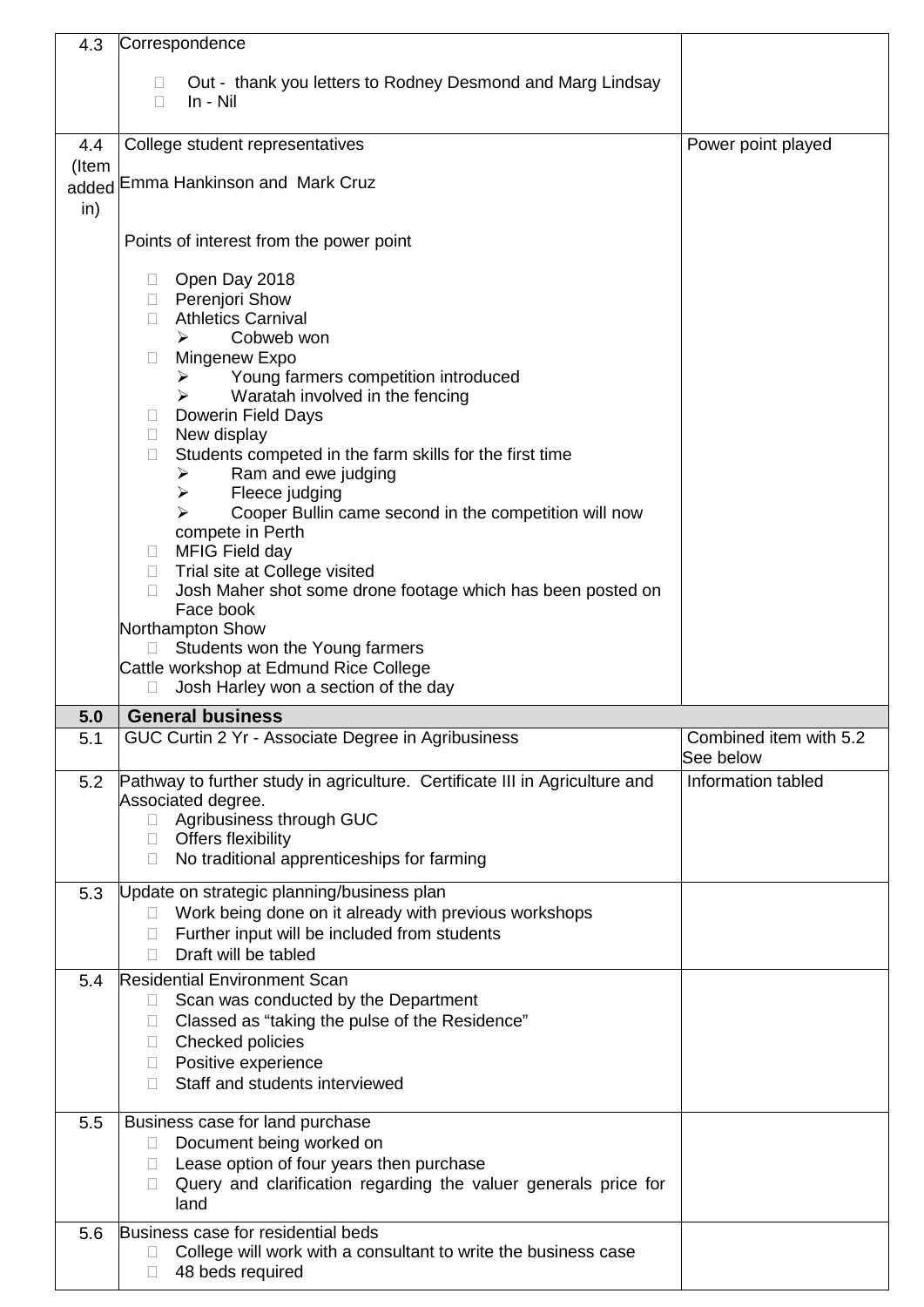| | | |
|---|---|---|
| 4.3 | Correspondence<br><br>- Out - thank you letters to Rodney Desmond and Marg Lindsay<br>- In - Nil | |
| 4.4 (Item added in) | College student representatives<br><br>Emma Hankinson and Mark Cruz<br><br>Points of interest from the power point<br><br>- Open Day 2018<br>- Perenjori Show<br>- Athletics Carnival<br>  - Cobweb won<br>- Mingenew Expo<br>  - Young farmers competition introduced<br>  - Waratah involved in the fencing<br>- Dowerin Field Days<br>- New display<br>- Students competed in the farm skills for the first time<br>  - Ram and ewe judging<br>  - Fleece judging<br>  - Cooper Bullin came second in the competition will now compete in Perth<br>- MFIG Field day<br>- Trial site at College visited<br>- Josh Maher shot some drone footage which has been posted on Face book<br><br>Northampton Show<br>- Students won the Young farmers<br><br>Cattle workshop at Edmund Rice College<br>- Josh Harley won a section of the day | Power point played |
| **5.0** | **General business** | |
| 5.1 | GUC Curtin 2 Yr - Associate Degree in Agribusiness | Combined item with 5.2 See below |
| 5.2 | Pathway to further study in agriculture. Certificate III in Agriculture and Associated degree.<br>- Agribusiness through GUC<br>- Offers flexibility<br>- No traditional apprenticeships for farming | Information tabled |
| 5.3 | Update on strategic planning/business plan<br>- Work being done on it already with previous workshops<br>- Further input will be included from students<br>- Draft will be tabled | |
| 5.4 | Residential Environment Scan<br>- Scan was conducted by the Department<br>- Classed as "taking the pulse of the Residence"<br>- Checked policies<br>- Positive experience<br>- Staff and students interviewed | |
| 5.5 | Business case for land purchase<br>- Document being worked on<br>- Lease option of four years then purchase<br>- Query and clarification regarding the valuer generals price for land | |
| 5.6 | Business case for residential beds<br>- College will work with a consultant to write the business case<br>- 48 beds required | |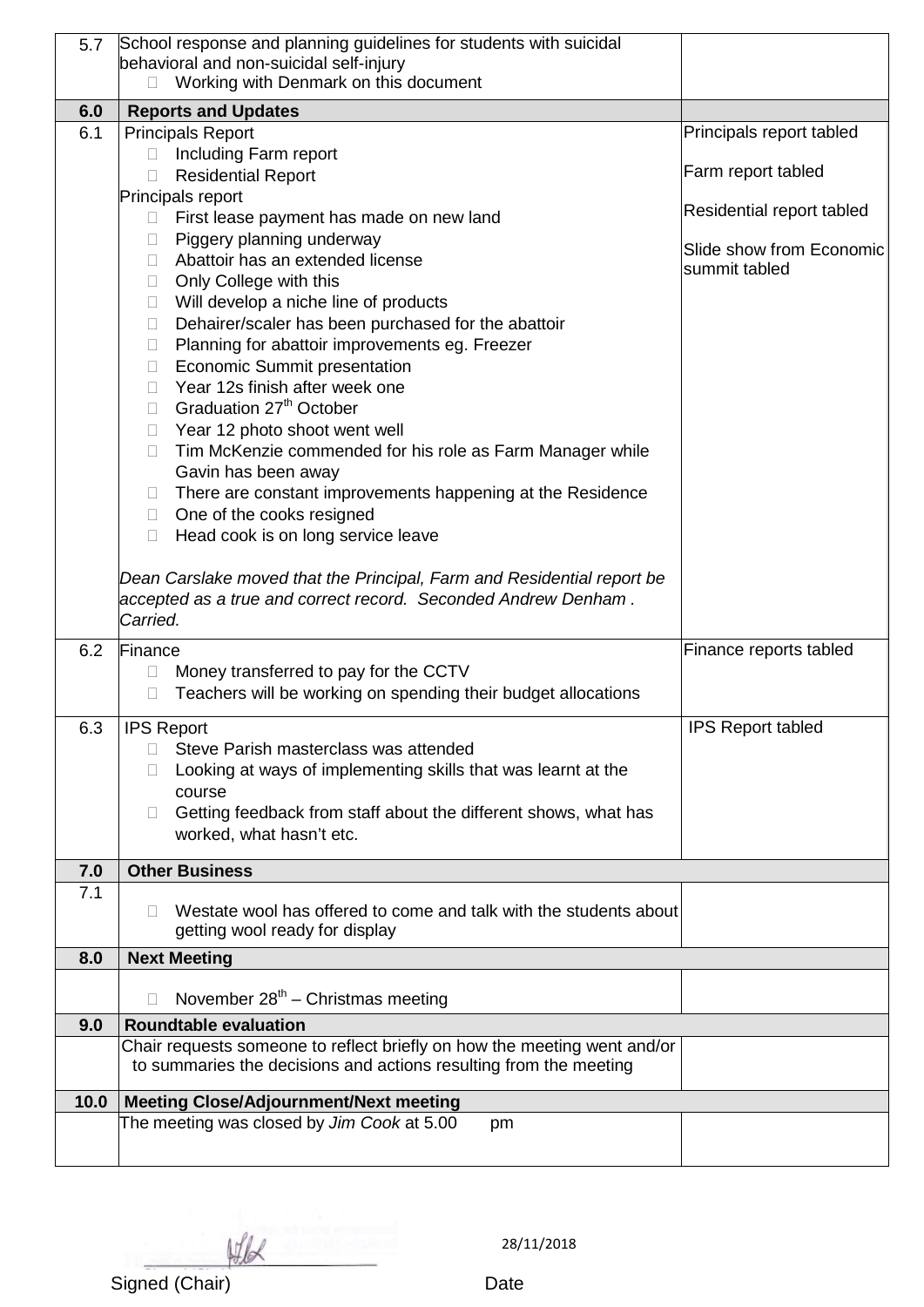| | | |
|---|---|---|
| 5.7 | School response and planning guidelines for students with suicidal behavioral and non-suicidal self-injury<br>• Working with Denmark on this document | |
| **6.0** | **Reports and Updates** | |
| 6.1 | Principals Report<br>• Including Farm report<br>• Residential Report<br>Principals report<br>• First lease payment has made on new land<br>• Piggery planning underway<br>• Abattoir has an extended license<br>• Only College with this<br>• Will develop a niche line of products<br>• Dehairer/scaler has been purchased for the abattoir<br>• Planning for abattoir improvements eg. Freezer<br>• Economic Summit presentation<br>• Year 12s finish after week one<br>• Graduation 27th October<br>• Year 12 photo shoot went well<br>• Tim McKenzie commended for his role as Farm Manager while Gavin has been away<br>• There are constant improvements happening at the Residence<br>• One of the cooks resigned<br>• Head cook is on long service leave<br><br>*Dean Carslake moved that the Principal, Farm and Residential report be accepted as a true and correct record. Seconded Andrew Denham . Carried.* | Principals report tabled<br><br>Farm report tabled<br><br>Residential report tabled<br><br>Slide show from Economic summit tabled |
| 6.2 | Finance<br>• Money transferred to pay for the CCTV<br>• Teachers will be working on spending their budget allocations | Finance reports tabled |
| 6.3 | IPS Report<br>• Steve Parish masterclass was attended<br>• Looking at ways of implementing skills that was learnt at the course<br>• Getting feedback from staff about the different shows, what has worked, what hasn't etc. | IPS Report tabled |
| **7.0** | **Other Business** | |
| 7.1 | • Westate wool has offered to come and talk with the students about getting wool ready for display | |
| **8.0** | **Next Meeting** | |
| | • November 28th – Christmas meeting | |
| **9.0** | **Roundtable evaluation** | |
| | Chair requests someone to reflect briefly on how the meeting went and/or to summaries the decisions and actions resulting from the meeting | |
| **10.0** | **Meeting Close/Adjournment/Next meeting** | |
| | The meeting was closed by *Jim Cook* at 5.00 pm | |

Signed (Chair)

Date 28/11/2018